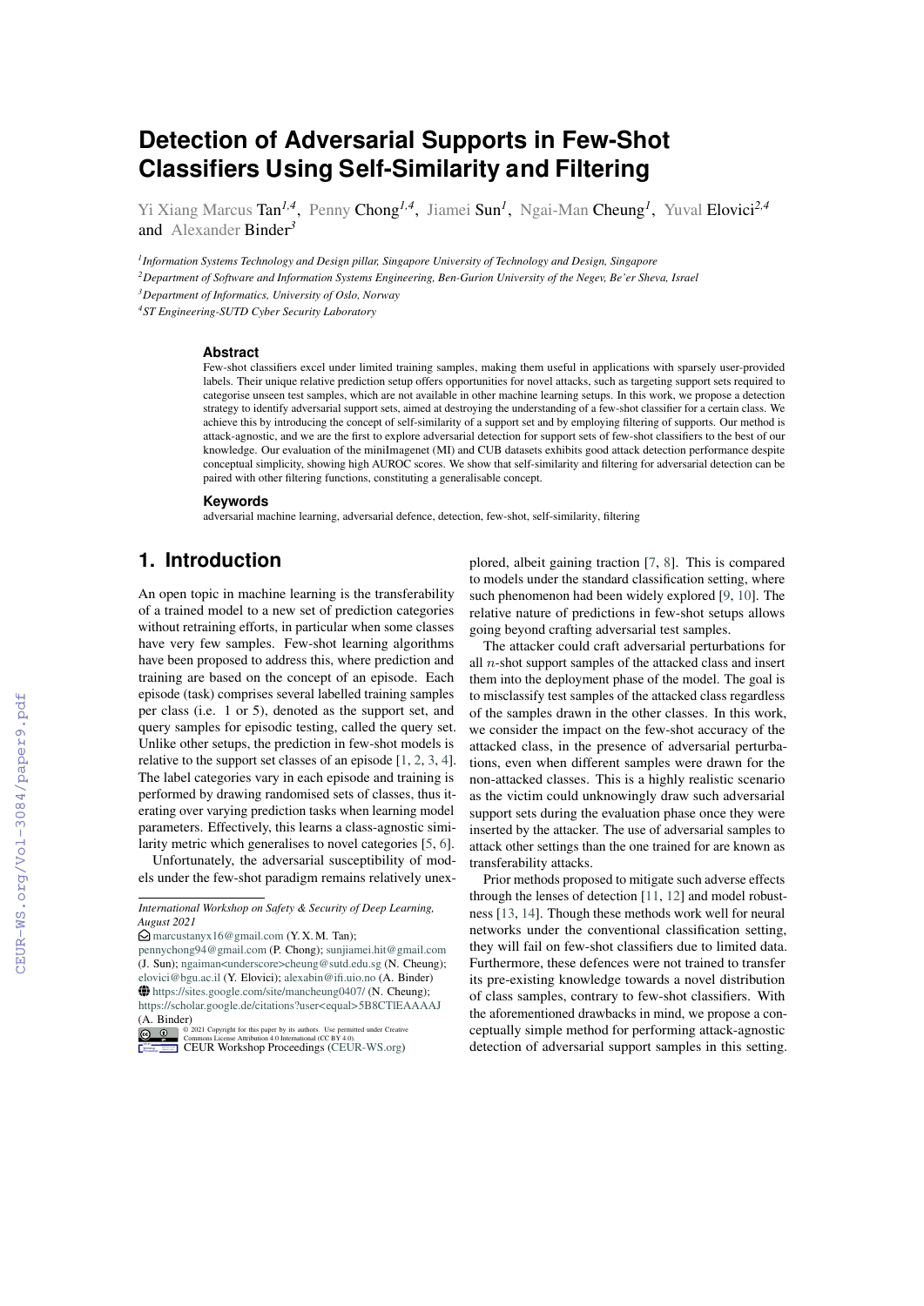# Detection of Adversarial Supports in Few-Shot Classifiers Using Self-Similarity and Filtering

Yi Xiang Marcus Tan[1,4], Penny Chong[1,4], Jiamei Sun[1], Ngai-Man Cheung[1], Yuval Elovici[2,4] and Alexander Binder[3]

[1]Information Systems Technology and Design pillar, Singapore University of Technology and Design, Singapore
[2]Department of Software and Information Systems Engineering, Ben-Gurion University of the Negev, Be'er Sheva, Israel
[3]Department of Informatics, University of Oslo, Norway
[4]ST Engineering-SUTD Cyber Security Laboratory

### Abstract

Few-shot classifiers excel under limited training samples, making them useful in applications with sparsely user-provided labels. Their unique relative prediction setup offers opportunities for novel attacks, such as targeting support sets required to categorise unseen test samples, which are not available in other machine learning setups. In this work, we propose a detection strategy to identify adversarial support sets, aimed at destroying the understanding of a few-shot classifier for a certain class. We achieve this by introducing the concept of self-similarity of a support set and by employing filtering of supports. Our method is attack-agnostic, and we are the first to explore adversarial detection for support sets of few-shot classifiers to the best of our knowledge. Our evaluation of the miniImagenet (MI) and CUB datasets exhibits good attack detection performance despite conceptual simplicity, showing high AUROC scores. We show that self-similarity and filtering for adversarial detection can be paired with other filtering functions, constituting a generalisable concept.

### Keywords

adversarial machine learning, adversarial defence, detection, few-shot, self-similarity, filtering

## 1. Introduction

An open topic in machine learning is the transferability of a trained model to a new set of prediction categories without retraining efforts, in particular when some classes have very few samples. Few-shot learning algorithms have been proposed to address this, where prediction and training are based on the concept of an episode. Each episode (task) comprises several labelled training samples per class (i.e. 1 or 5), denoted as the support set, and query samples for episodic testing, called the query set. Unlike other setups, the prediction in few-shot models is relative to the support set classes of an episode [1, 2, 3, 4]. The label categories vary in each episode and training is performed by drawing randomised sets of classes, thus iterating over varying prediction tasks when learning model parameters. Effectively, this learns a class-agnostic similarity metric which generalises to novel categories [5, 6].

Unfortunately, the adversarial susceptibility of models under the few-shot paradigm remains relatively unexplored, albeit gaining traction [7, 8]. This is compared to models under the standard classification setting, where such phenomenon had been widely explored [9, 10]. The relative nature of predictions in few-shot setups allows going beyond crafting adversarial test samples.

The attacker could craft adversarial perturbations for all $n$-shot support samples of the attacked class and insert them into the deployment phase of the model. The goal is to misclassify test samples of the attacked class regardless of the samples drawn in the other classes. In this work, we consider the impact on the few-shot accuracy of the attacked class, in the presence of adversarial perturbations, even when different samples were drawn for the non-attacked classes. This is a highly realistic scenario as the victim could unknowingly draw such adversarial support sets during the evaluation phase once they were inserted by the attacker. The use of adversarial samples to attack other settings than the one trained for are known as transferability attacks.

Prior methods proposed to mitigate such adverse effects through the lenses of detection [11, 12] and model robustness [13, 14]. Though these methods work well for neural networks under the conventional classification setting, they will fail on few-shot classifiers due to limited data. Furthermore, these defences were not trained to transfer its pre-existing knowledge towards a novel distribution of class samples, contrary to few-shot classifiers. With the aforementioned drawbacks in mind, we propose a conceptually simple method for performing attack-agnostic detection of adversarial support samples in this setting.

International Workshop on Safety & Security of Deep Learning, August 2021
marcustanyx16@gmail.com (Y. X. M. Tan); pennychong94@gmail.com (P. Chong); sunjiamei.hit@gmail.com (J. Sun); ngaiman<underscore>cheung@sutd.edu.sg (N. Cheung); elovici@bgu.ac.il (Y. Elovici); alexabin@ifi.uio.no (A. Binder)
https://sites.google.com/site/mancheung0407/ (N. Cheung); https://scholar.google.de/citations?user<equal>5B8CTlEAAAAJ (A. Binder)
© 2021 Copyright for this paper by its authors. Use permitted under Creative Commons License Attribution 4.0 International (CC BY 4.0).
CEUR Workshop Proceedings (CEUR-WS.org)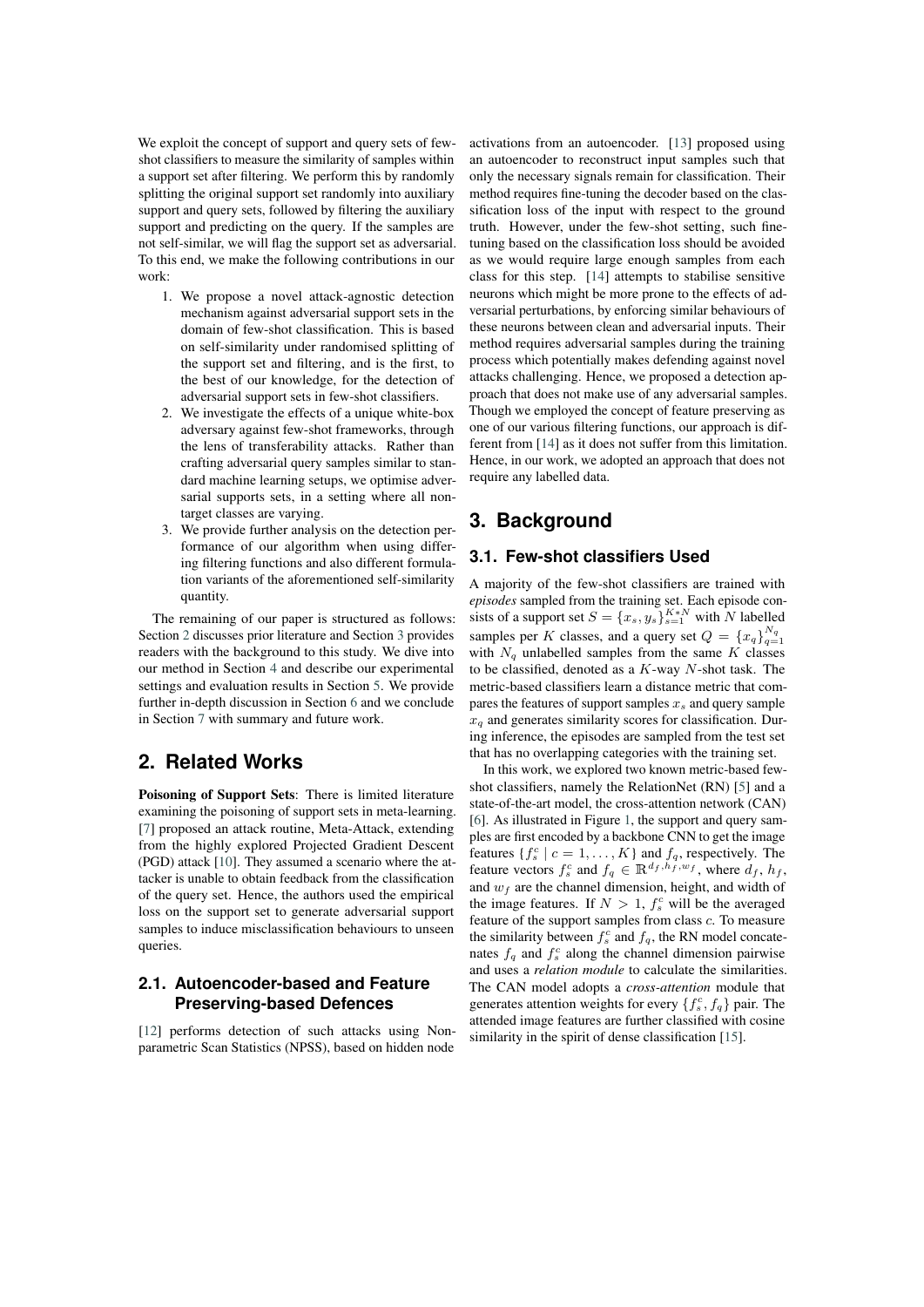We exploit the concept of support and query sets of few-shot classifiers to measure the similarity of samples within a support set after filtering. We perform this by randomly splitting the original support set randomly into auxiliary support and query sets, followed by filtering the auxiliary support and predicting on the query. If the samples are not self-similar, we will flag the support set as adversarial. To this end, we make the following contributions in our work:

1. We propose a novel attack-agnostic detection mechanism against adversarial support sets in the domain of few-shot classification. This is based on self-similarity under randomised splitting of the support set and filtering, and is the first, to the best of our knowledge, for the detection of adversarial support sets in few-shot classifiers.
2. We investigate the effects of a unique white-box adversary against few-shot frameworks, through the lens of transferability attacks. Rather than crafting adversarial query samples similar to standard machine learning setups, we optimise adversarial supports sets, in a setting where all non-target classes are varying.
3. We provide further analysis on the detection performance of our algorithm when using differing filtering functions and also different formulation variants of the aforementioned self-similarity quantity.

The remaining of our paper is structured as follows: Section 2 discusses prior literature and Section 3 provides readers with the background to this study. We dive into our method in Section 4 and describe our experimental settings and evaluation results in Section 5. We provide further in-depth discussion in Section 6 and we conclude in Section 7 with summary and future work.

## 2. Related Works

**Poisoning of Support Sets**: There is limited literature examining the poisoning of support sets in meta-learning. [7] proposed an attack routine, Meta-Attack, extending from the highly explored Projected Gradient Descent (PGD) attack [10]. They assumed a scenario where the attacker is unable to obtain feedback from the classification of the query set. Hence, the authors used the empirical loss on the support set to generate adversarial support samples to induce misclassification behaviours to unseen queries.

### 2.1. Autoencoder-based and Feature Preserving-based Defences

[12] performs detection of such attacks using Non-parametric Scan Statistics (NPSS), based on hidden node activations from an autoencoder. [13] proposed using an autoencoder to reconstruct input samples such that only the necessary signals remain for classification. Their method requires fine-tuning the decoder based on the classification loss of the input with respect to the ground truth. However, under the few-shot setting, such fine-tuning based on the classification loss should be avoided as we would require large enough samples from each class for this step. [14] attempts to stabilise sensitive neurons which might be more prone to the effects of adversarial perturbations, by enforcing similar behaviours of these neurons between clean and adversarial inputs. Their method requires adversarial samples during the training process which potentially makes defending against novel attacks challenging. Hence, we proposed a detection approach that does not make use of any adversarial samples. Though we employed the concept of feature preserving as one of our various filtering functions, our approach is different from [14] as it does not suffer from this limitation. Hence, in our work, we adopted an approach that does not require any labelled data.

## 3. Background

### 3.1. Few-shot classifiers Used

A majority of the few-shot classifiers are trained with *episodes* sampled from the training set. Each episode consists of a support set $S = \{x_s, y_s\}_{s=1}^{K*N}$ with $N$ labelled samples per $K$ classes, and a query set $Q = \{x_q\}_{q=1}^{N_q}$ with $N_q$ unlabelled samples from the same $K$ classes to be classified, denoted as a $K$-way $N$-shot task. The metric-based classifiers learn a distance metric that compares the features of support samples $x_s$ and query sample $x_q$ and generates similarity scores for classification. During inference, the episodes are sampled from the test set that has no overlapping categories with the training set.

In this work, we explored two known metric-based few-shot classifiers, namely the RelationNet (RN) [5] and a state-of-the-art model, the cross-attention network (CAN) [6]. As illustrated in Figure 1, the support and query samples are first encoded by a backbone CNN to get the image features $\{f_s^c \mid c = 1, \ldots, K\}$ and $f_q$, respectively. The feature vectors $f_s^c$ and $f_q \in \mathbb{R}^{d_f, h_f, w_f}$, where $d_f$, $h_f$, and $w_f$ are the channel dimension, height, and width of the image features. If $N > 1$, $f_s^c$ will be the averaged feature of the support samples from class $c$. To measure the similarity between $f_s^c$ and $f_q$, the RN model concatenates $f_q$ and $f_s^c$ along the channel dimension pairwise and uses a *relation module* to calculate the similarities. The CAN model adopts a *cross-attention* module that generates attention weights for every $\{f_s^c, f_q\}$ pair. The attended image features are further classified with cosine similarity in the spirit of dense classification [15].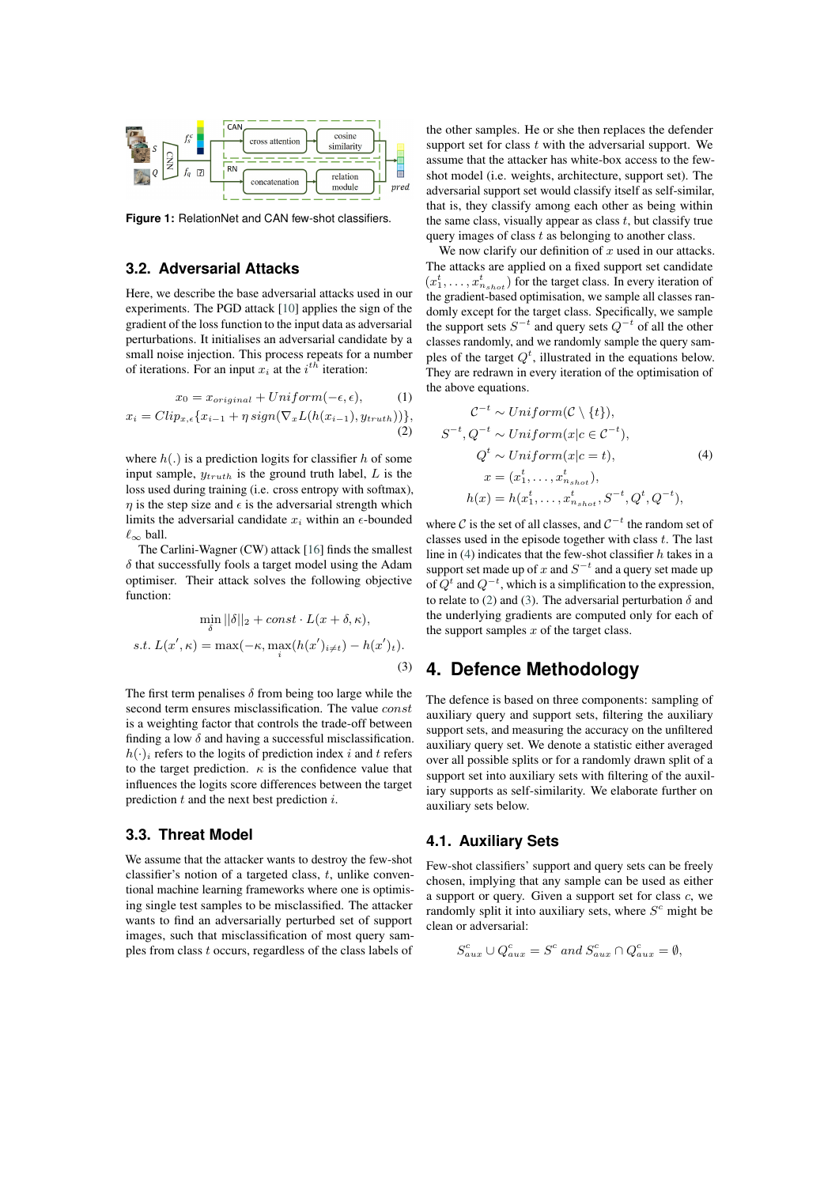**Figure 1:** RelationNet and CAN few-shot classifiers.

### 3.2. Adversarial Attacks

Here, we describe the base adversarial attacks used in our experiments. The PGD attack [10] applies the sign of the gradient of the loss function to the input data as adversarial perturbations. It initialises an adversarial candidate by a small noise injection. This process repeats for a number of iterations. For an input $x_i$ at the $i^{th}$ iteration:

$$x_0 = x_{original} + Uniform(-\epsilon, \epsilon), \tag{1}$$

$$x_i = Clip_{x,\epsilon}\{x_{i-1} + \eta\, sign(\nabla_x L(h(x_{i-1}), y_{truth}))\}, \tag{2}$$

where $h(.)$ is a prediction logits for classifier $h$ of some input sample, $y_{truth}$ is the ground truth label, $L$ is the loss used during training (i.e. cross entropy with softmax), $\eta$ is the step size and $\epsilon$ is the adversarial strength which limits the adversarial candidate $x_i$ within an $\epsilon$-bounded $\ell_\infty$ ball.

The Carlini-Wagner (CW) attack [16] finds the smallest $\delta$ that successfully fools a target model using the Adam optimiser. Their attack solves the following objective function:

$$\min_{\delta} ||\delta||_2 + const \cdot L(x + \delta, \kappa),$$
$$s.t.\ L(x', \kappa) = \max(-\kappa, \max_i(h(x')_{i \neq t}) - h(x')_t). \tag{3}$$

The first term penalises $\delta$ from being too large while the second term ensures misclassification. The value $const$ is a weighting factor that controls the trade-off between finding a low $\delta$ and having a successful misclassification. $h(\cdot)_i$ refers to the logits of prediction index $i$ and $t$ refers to the target prediction. $\kappa$ is the confidence value that influences the logits score differences between the target prediction $t$ and the next best prediction $i$.

### 3.3. Threat Model

We assume that the attacker wants to destroy the few-shot classifier's notion of a targeted class, $t$, unlike conventional machine learning frameworks where one is optimising single test samples to be misclassified. The attacker wants to find an adversarially perturbed set of support images, such that misclassification of most query samples from class $t$ occurs, regardless of the class labels of the other samples. He or she then replaces the defender support set for class $t$ with the adversarial support. We assume that the attacker has white-box access to the few-shot model (i.e. weights, architecture, support set). The adversarial support set would classify itself as self-similar, that is, they classify among each other as being within the same class, visually appear as class $t$, but classify true query images of class $t$ as belonging to another class.

We now clarify our definition of $x$ used in our attacks. The attacks are applied on a fixed support set candidate $(x_1^t, \ldots, x_{n_{shot}}^t)$ for the target class. In every iteration of the gradient-based optimisation, we sample all classes randomly except for the target class. Specifically, we sample the support sets $S^{-t}$ and query sets $Q^{-t}$ of all the other classes randomly, and we randomly sample the query samples of the target $Q^t$, illustrated in the equations below. They are redrawn in every iteration of the optimisation of the above equations.

$$\begin{aligned}
\mathcal{C}^{-t} &\sim Uniform(\mathcal{C} \setminus \{t\}), \\
S^{-t}, Q^{-t} &\sim Uniform(x | c \in \mathcal{C}^{-t}), \\
Q^t &\sim Uniform(x | c = t), \\
x &= (x_1^t, \ldots, x_{n_{shot}}^t), \\
h(x) &= h(x_1^t, \ldots, x_{n_{shot}}^t, S^{-t}, Q^t, Q^{-t}),
\end{aligned} \tag{4}$$

where $\mathcal{C}$ is the set of all classes, and $\mathcal{C}^{-t}$ the random set of classes used in the episode together with class $t$. The last line in (4) indicates that the few-shot classifier $h$ takes in a support set made up of $x$ and $S^{-t}$ and a query set made up of $Q^t$ and $Q^{-t}$, which is a simplification to the expression, to relate to (2) and (3). The adversarial perturbation $\delta$ and the underlying gradients are computed only for each of the support samples $x$ of the target class.

## 4. Defence Methodology

The defence is based on three components: sampling of auxiliary query and support sets, filtering the auxiliary support sets, and measuring the accuracy on the unfiltered auxiliary query set. We denote a statistic either averaged over all possible splits or for a randomly drawn split of a support set into auxiliary sets with filtering of the auxiliary supports as self-similarity. We elaborate further on auxiliary sets below.

### 4.1. Auxiliary Sets

Few-shot classifiers' support and query sets can be freely chosen, implying that any sample can be used as either a support or query. Given a support set for class $c$, we randomly split it into auxiliary sets, where $S^c$ might be clean or adversarial:

$$S_{aux}^c \cup Q_{aux}^c = S^c \ and\ S_{aux}^c \cap Q_{aux}^c = \emptyset,$$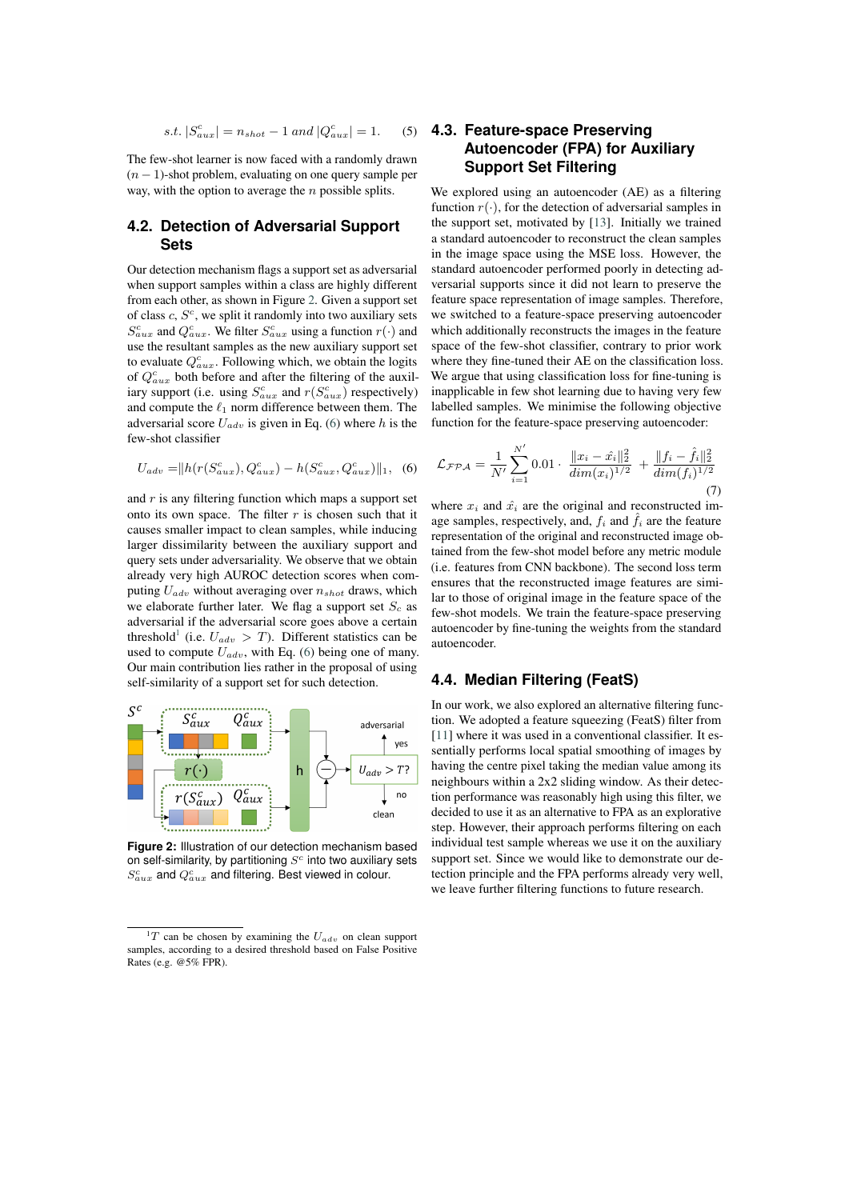$$s.t.\ |S^c_{aux}| = n_{shot} - 1\ and\ |Q^c_{aux}| = 1. \tag{5}$$

The few-shot learner is now faced with a randomly drawn $(n-1)$-shot problem, evaluating on one query sample per way, with the option to average the $n$ possible splits.

## 4.2. Detection of Adversarial Support Sets

Our detection mechanism flags a support set as adversarial when support samples within a class are highly different from each other, as shown in Figure 2. Given a support set of class $c$, $S^c$, we split it randomly into two auxiliary sets $S^c_{aux}$ and $Q^c_{aux}$. We filter $S^c_{aux}$ using a function $r(\cdot)$ and use the resultant samples as the new auxiliary support set to evaluate $Q^c_{aux}$. Following which, we obtain the logits of $Q^c_{aux}$ both before and after the filtering of the auxiliary support (i.e. using $S^c_{aux}$ and $r(S^c_{aux})$ respectively) and compute the $\ell_1$ norm difference between them. The adversarial score $U_{adv}$ is given in Eq. (6) where $h$ is the few-shot classifier

$$U_{adv} = \| h(r(S^c_{aux}), Q^c_{aux}) - h(S^c_{aux}, Q^c_{aux}) \|_1, \tag{6}$$

and $r$ is any filtering function which maps a support set onto its own space. The filter $r$ is chosen such that it causes smaller impact to clean samples, while inducing larger dissimilarity between the auxiliary support and query sets under adversariality. We observe that we obtain already very high AUROC detection scores when computing $U_{adv}$ without averaging over $n_{shot}$ draws, which we elaborate further later. We flag a support set $S_c$ as adversarial if the adversarial score goes above a certain threshold[1] (i.e. $U_{adv} > T$). Different statistics can be used to compute $U_{adv}$, with Eq. (6) being one of many. Our main contribution lies rather in the proposal of using self-similarity of a support set for such detection.

Figure 2: Illustration of our detection mechanism based on self-similarity, by partitioning $S^c$ into two auxiliary sets $S^c_{aux}$ and $Q^c_{aux}$ and filtering. Best viewed in colour.

## 4.3. Feature-space Preserving Autoencoder (FPA) for Auxiliary Support Set Filtering

We explored using an autoencoder (AE) as a filtering function $r(\cdot)$, for the detection of adversarial samples in the support set, motivated by [13]. Initially we trained a standard autoencoder to reconstruct the clean samples in the image space using the MSE loss. However, the standard autoencoder performed poorly in detecting adversarial supports since it did not learn to preserve the feature space representation of image samples. Therefore, we switched to a feature-space preserving autoencoder which additionally reconstructs the images in the feature space of the few-shot classifier, contrary to prior work where they fine-tuned their AE on the classification loss. We argue that using classification loss for fine-tuning is inapplicable in few shot learning due to having very few labelled samples. We minimise the following objective function for the feature-space preserving autoencoder:

$$\mathcal{L}_{\mathcal{FPA}} = \frac{1}{N'} \sum_{i=1}^{N'} 0.01 \cdot \frac{\|x_i - \hat{x}_i\|_2^2}{dim(x_i)^{1/2}} + \frac{\|f_i - \hat{f}_i\|_2^2}{dim(f_i)^{1/2}} \tag{7}$$

where $x_i$ and $\hat{x}_i$ are the original and reconstructed image samples, respectively, and, $f_i$ and $\hat{f}_i$ are the feature representation of the original and reconstructed image obtained from the few-shot model before any metric module (i.e. features from CNN backbone). The second loss term ensures that the reconstructed image features are similar to those of original image in the feature space of the few-shot models. We train the feature-space preserving autoencoder by fine-tuning the weights from the standard autoencoder.

## 4.4. Median Filtering (FeatS)

In our work, we also explored an alternative filtering function. We adopted a feature squeezing (FeatS) filter from [11] where it was used in a conventional classifier. It essentially performs local spatial smoothing of images by having the centre pixel taking the median value among its neighbours within a 2x2 sliding window. As their detection performance was reasonably high using this filter, we decided to use it as an alternative to FPA as an explorative step. However, their approach performs filtering on each individual test sample whereas we use it on the auxiliary support set. Since we would like to demonstrate our detection principle and the FPA performs already very well, we leave further filtering functions to future research.

[1] $T$ can be chosen by examining the $U_{adv}$ on clean support samples, according to a desired threshold based on False Positive Rates (e.g. @5% FPR).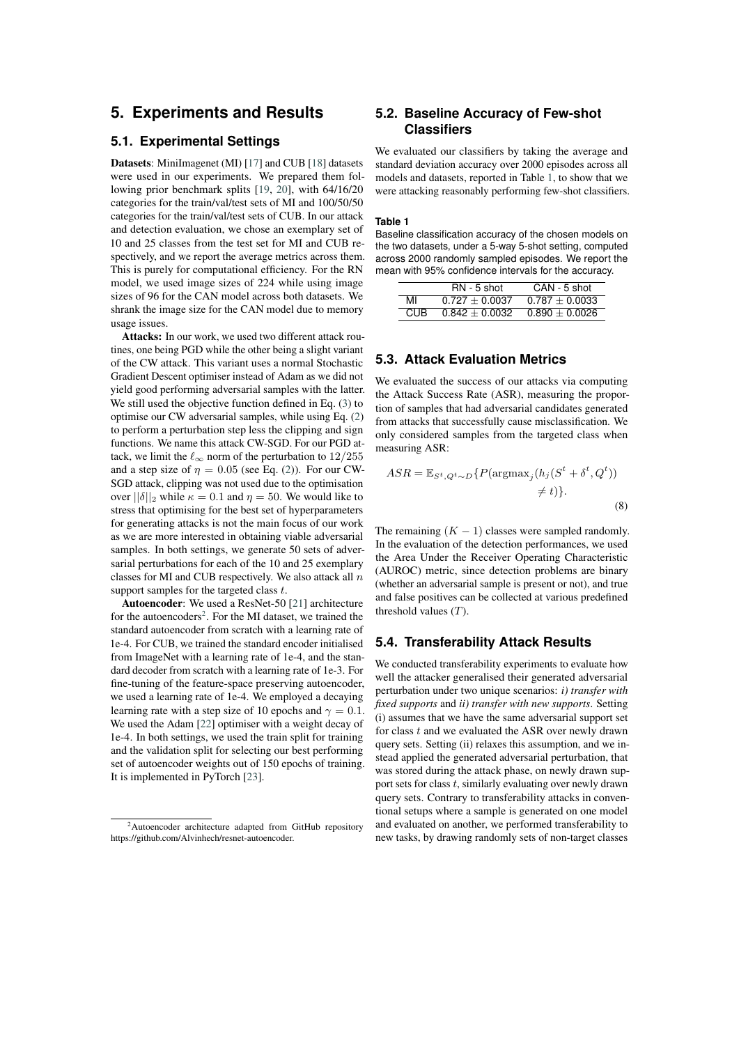# 5. Experiments and Results

## 5.1. Experimental Settings

**Datasets**: MiniImagenet (MI) [17] and CUB [18] datasets were used in our experiments. We prepared them following prior benchmark splits [19, 20], with 64/16/20 categories for the train/val/test sets of MI and 100/50/50 categories for the train/val/test sets of CUB. In our attack and detection evaluation, we chose an exemplary set of 10 and 25 classes from the test set for MI and CUB respectively, and we report the average metrics across them. This is purely for computational efficiency. For the RN model, we used image sizes of 224 while using image sizes of 96 for the CAN model across both datasets. We shrank the image size for the CAN model due to memory usage issues.

**Attacks:** In our work, we used two different attack routines, one being PGD while the other being a slight variant of the CW attack. This variant uses a normal Stochastic Gradient Descent optimiser instead of Adam as we did not yield good performing adversarial samples with the latter. We still used the objective function defined in Eq. (3) to optimise our CW adversarial samples, while using Eq. (2) to perform a perturbation step less the clipping and sign functions. We name this attack CW-SGD. For our PGD attack, we limit the $\ell_\infty$ norm of the perturbation to $12/255$ and a step size of $\eta = 0.05$ (see Eq. (2)). For our CW-SGD attack, clipping was not used due to the optimisation over $||\delta||_2$ while $\kappa = 0.1$ and $\eta = 50$. We would like to stress that optimising for the best set of hyperparameters for generating attacks is not the main focus of our work as we are more interested in obtaining viable adversarial samples. In both settings, we generate 50 sets of adversarial perturbations for each of the 10 and 25 exemplary classes for MI and CUB respectively. We also attack all $n$ support samples for the targeted class $t$.

**Autoencoder**: We used a ResNet-50 [21] architecture for the autoencoders[2]. For the MI dataset, we trained the standard autoencoder from scratch with a learning rate of 1e-4. For CUB, we trained the standard encoder initialised from ImageNet with a learning rate of 1e-4, and the standard decoder from scratch with a learning rate of 1e-3. For fine-tuning of the feature-space preserving autoencoder, we used a learning rate of 1e-4. We employed a decaying learning rate with a step size of 10 epochs and $\gamma = 0.1$. We used the Adam [22] optimiser with a weight decay of 1e-4. In both settings, we used the train split for training and the validation split for selecting our best performing set of autoencoder weights out of 150 epochs of training. It is implemented in PyTorch [23].

[2]Autoencoder architecture adapted from GitHub repository https://github.com/Alvinhech/resnet-autoencoder.

## 5.2. Baseline Accuracy of Few-shot Classifiers

We evaluated our classifiers by taking the average and standard deviation accuracy over 2000 episodes across all models and datasets, reported in Table 1, to show that we were attacking reasonably performing few-shot classifiers.

**Table 1**
Baseline classification accuracy of the chosen models on the two datasets, under a 5-way 5-shot setting, computed across 2000 randomly sampled episodes. We report the mean with 95% confidence intervals for the accuracy.

| | RN - 5 shot | CAN - 5 shot |
|---|---|---|
| MI | $0.727 \pm 0.0037$ | $0.787 \pm 0.0033$ |
| CUB | $0.842 \pm 0.0032$ | $0.890 \pm 0.0026$ |

## 5.3. Attack Evaluation Metrics

We evaluated the success of our attacks via computing the Attack Success Rate (ASR), measuring the proportion of samples that had adversarial candidates generated from attacks that successfully cause misclassification. We only considered samples from the targeted class when measuring ASR:

$$ASR = \mathbb{E}_{S^t, Q^t \sim D}\{P(\text{argmax}_j(h_j(S^t + \delta^t, Q^t)) \neq t)\}. \tag{8}$$

The remaining $(K-1)$ classes were sampled randomly. In the evaluation of the detection performances, we used the Area Under the Receiver Operating Characteristic (AUROC) metric, since detection problems are binary (whether an adversarial sample is present or not), and true and false positives can be collected at various predefined threshold values ($T$).

## 5.4. Transferability Attack Results

We conducted transferability experiments to evaluate how well the attacker generalised their generated adversarial perturbation under two unique scenarios: *i) transfer with fixed supports* and *ii) transfer with new supports*. Setting (i) assumes that we have the same adversarial support set for class $t$ and we evaluated the ASR over newly drawn query sets. Setting (ii) relaxes this assumption, and we instead applied the generated adversarial perturbation, that was stored during the attack phase, on newly drawn support sets for class $t$, similarly evaluating over newly drawn query sets. Contrary to transferability attacks in conventional setups where a sample is generated on one model and evaluated on another, we performed transferability to new tasks, by drawing randomly sets of non-target classes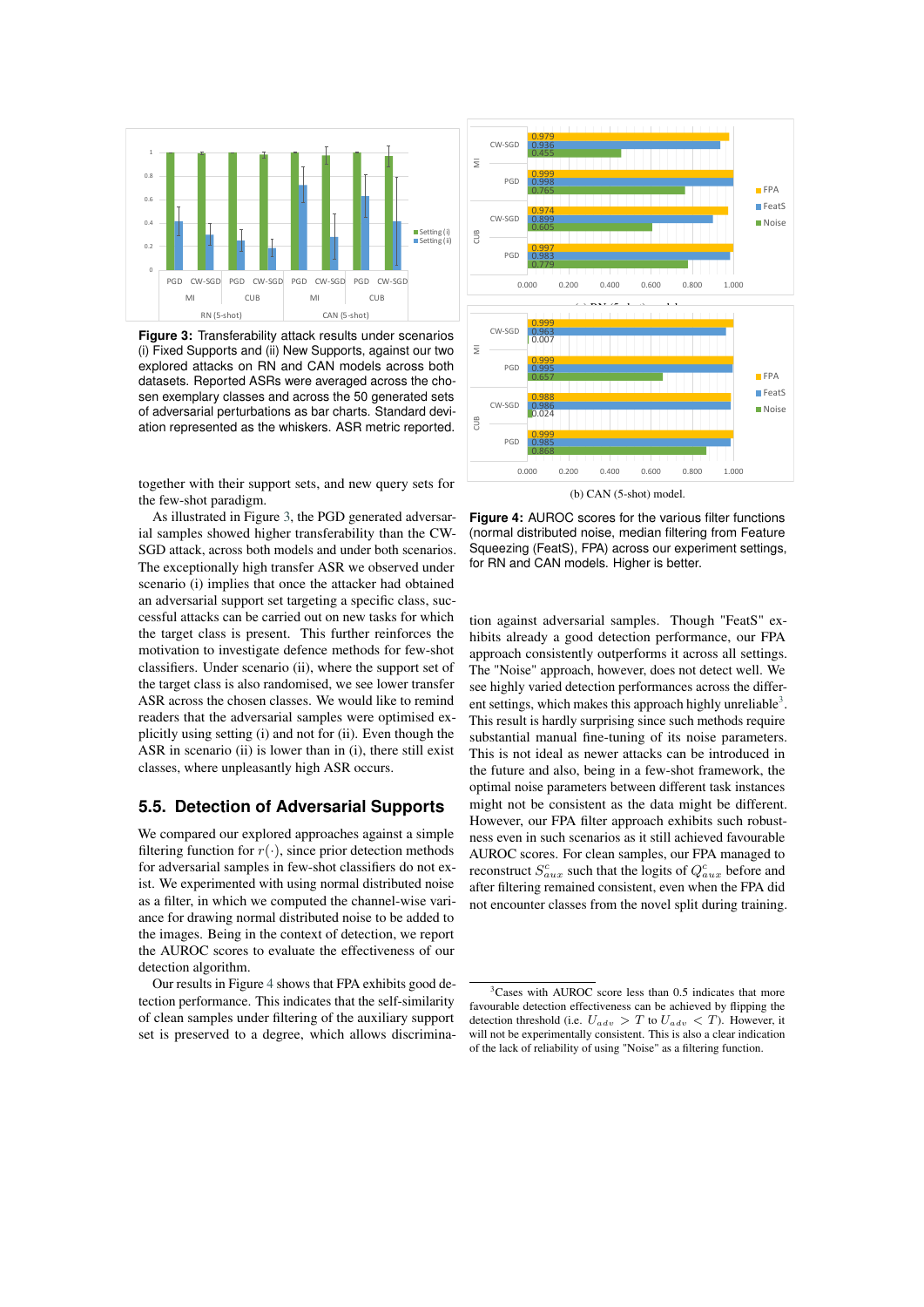**Figure 3:** Transferability attack results under scenarios (i) Fixed Supports and (ii) New Supports, against our two explored attacks on RN and CAN models across both datasets. Reported ASRs were averaged across the chosen exemplary classes and across the 50 generated sets of adversarial perturbations as bar charts. Standard deviation represented as the whiskers. ASR metric reported.

(b) CAN (5-shot) model.

**Figure 4:** AUROC scores for the various filter functions (normal distributed noise, median filtering from Feature Squeezing (FeatS), FPA) across our experiment settings, for RN and CAN models. Higher is better.

together with their support sets, and new query sets for the few-shot paradigm.

As illustrated in Figure 3, the PGD generated adversarial samples showed higher transferability than the CW-SGD attack, across both models and under both scenarios. The exceptionally high transfer ASR we observed under scenario (i) implies that once the attacker had obtained an adversarial support set targeting a specific class, successful attacks can be carried out on new tasks for which the target class is present. This further reinforces the motivation to investigate defence methods for few-shot classifiers. Under scenario (ii), where the support set of the target class is also randomised, we see lower transfer ASR across the chosen classes. We would like to remind readers that the adversarial samples were optimised explicitly using setting (i) and not for (ii). Even though the ASR in scenario (ii) is lower than in (i), there still exist classes, where unpleasantly high ASR occurs.

## 5.5. Detection of Adversarial Supports

We compared our explored approaches against a simple filtering function for $r(\cdot)$, since prior detection methods for adversarial samples in few-shot classifiers do not exist. We experimented with using normal distributed noise as a filter, in which we computed the channel-wise variance for drawing normal distributed noise to be added to the images. Being in the context of detection, we report the AUROC scores to evaluate the effectiveness of our detection algorithm.

Our results in Figure 4 shows that FPA exhibits good detection performance. This indicates that the self-similarity of clean samples under filtering of the auxiliary support set is preserved to a degree, which allows discrimination against adversarial samples. Though "FeatS" exhibits already a good detection performance, our FPA approach consistently outperforms it across all settings. The "Noise" approach, however, does not detect well. We see highly varied detection performances across the different settings, which makes this approach highly unreliable[3]. This result is hardly surprising since such methods require substantial manual fine-tuning of its noise parameters. This is not ideal as newer attacks can be introduced in the future and also, being in a few-shot framework, the optimal noise parameters between different task instances might not be consistent as the data might be different. However, our FPA filter approach exhibits such robustness even in such scenarios as it still achieved favourable AUROC scores. For clean samples, our FPA managed to reconstruct $S^c_{aux}$ such that the logits of $Q^c_{aux}$ before and after filtering remained consistent, even when the FPA did not encounter classes from the novel split during training.

[3]Cases with AUROC score less than 0.5 indicates that more favourable detection effectiveness can be achieved by flipping the detection threshold (i.e. $U_{adv} > T$ to $U_{adv} < T$). However, it will not be experimentally consistent. This is also a clear indication of the lack of reliability of using "Noise" as a filtering function.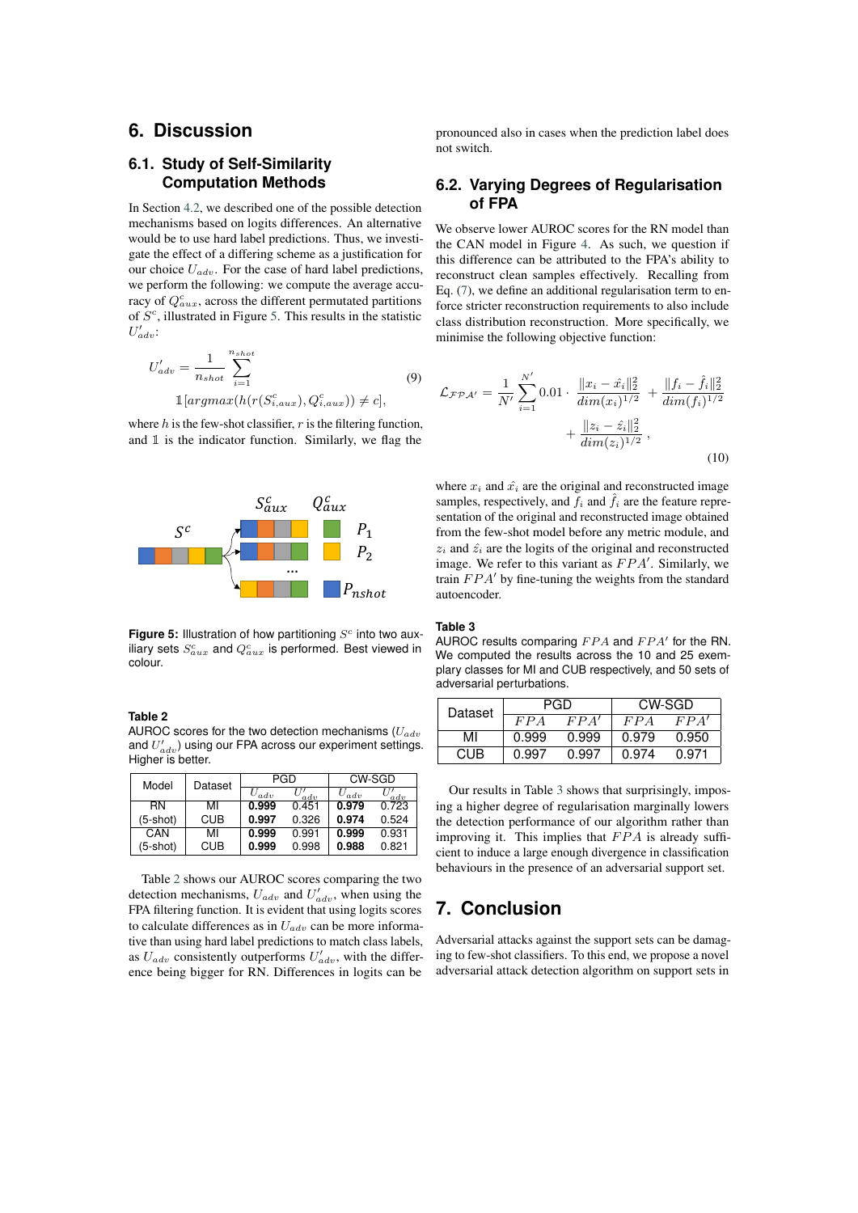# 6. Discussion

## 6.1. Study of Self-Similarity Computation Methods

In Section 4.2, we described one of the possible detection mechanisms based on logits differences. An alternative would be to use hard label predictions. Thus, we investigate the effect of a differing scheme as a justification for our choice $U_{adv}$. For the case of hard label predictions, we perform the following: we compute the average accuracy of $Q^c_{aux}$, across the different permutated partitions of $S^c$, illustrated in Figure 5. This results in the statistic $U'_{adv}$:

$$U'_{adv} = \frac{1}{n_{shot}} \sum_{i=1}^{n_{shot}} \mathbb{1}[argmax(h(r(S^c_{i,aux}), Q^c_{i,aux})) \neq c], \tag{9}$$

where $h$ is the few-shot classifier, $r$ is the filtering function, and $\mathbb{1}$ is the indicator function. Similarly, we flag the pronounced also in cases when the prediction label does not switch.

**Figure 5:** Illustration of how partitioning $S^c$ into two auxiliary sets $S^c_{aux}$ and $Q^c_{aux}$ is performed. Best viewed in colour.

**Table 2**
AUROC scores for the two detection mechanisms ($U_{adv}$ and $U'_{adv}$) using our FPA across our experiment settings. Higher is better.

| Model | Dataset | PGD | | CW-SGD | |
|---|---|---|---|---|---|
| | | $U_{adv}$ | $U'_{adv}$ | $U_{adv}$ | $U'_{adv}$ |
| RN (5-shot) | MI | **0.999** | 0.451 | **0.979** | 0.723 |
| | CUB | **0.997** | 0.326 | **0.974** | 0.524 |
| CAN (5-shot) | MI | **0.999** | 0.991 | **0.999** | 0.931 |
| | CUB | **0.999** | 0.998 | **0.988** | 0.821 |

Table 2 shows our AUROC scores comparing the two detection mechanisms, $U_{adv}$ and $U'_{adv}$, when using the FPA filtering function. It is evident that using logits scores to calculate differences as in $U_{adv}$ can be more informative than using hard label predictions to match class labels, as $U_{adv}$ consistently outperforms $U'_{adv}$, with the difference being bigger for RN. Differences in logits can be pronounced also in cases when the prediction label does not switch.

## 6.2. Varying Degrees of Regularisation of FPA

We observe lower AUROC scores for the RN model than the CAN model in Figure 4. As such, we question if this difference can be attributed to the FPA's ability to reconstruct clean samples effectively. Recalling from Eq. (7), we define an additional regularisation term to enforce stricter reconstruction requirements to also include class distribution reconstruction. More specifically, we minimise the following objective function:

$$\mathcal{L}_{\mathcal{FPA}'} = \frac{1}{N'} \sum_{i=1}^{N'} 0.01 \cdot \frac{\|x_i - \hat{x}_i\|_2^2}{dim(x_i)^{1/2}} + \frac{\|f_i - \hat{f}_i\|_2^2}{dim(f_i)^{1/2}} + \frac{\|z_i - \hat{z}_i\|_2^2}{dim(z_i)^{1/2}}, \tag{10}$$

where $x_i$ and $\hat{x}_i$ are the original and reconstructed image samples, respectively, and $f_i$ and $\hat{f}_i$ are the feature representation of the original and reconstructed image obtained from the few-shot model before any metric module, and $z_i$ and $\hat{z}_i$ are the logits of the original and reconstructed image. We refer to this variant as $FPA'$. Similarly, we train $FPA'$ by fine-tuning the weights from the standard autoencoder.

**Table 3**
AUROC results comparing $FPA$ and $FPA'$ for the RN. We computed the results across the 10 and 25 exemplary classes for MI and CUB respectively, and 50 sets of adversarial perturbations.

| Dataset | PGD | | CW-SGD | |
|---|---|---|---|---|
| | $FPA$ | $FPA'$ | $FPA$ | $FPA'$ |
| MI | 0.999 | 0.999 | 0.979 | 0.950 |
| CUB | 0.997 | 0.997 | 0.974 | 0.971 |

Our results in Table 3 shows that surprisingly, imposing a higher degree of regularisation marginally lowers the detection performance of our algorithm rather than improving it. This implies that $FPA$ is already sufficient to induce a large enough divergence in classification behaviours in the presence of an adversarial support set.

# 7. Conclusion

Adversarial attacks against the support sets can be damaging to few-shot classifiers. To this end, we propose a novel adversarial attack detection algorithm on support sets in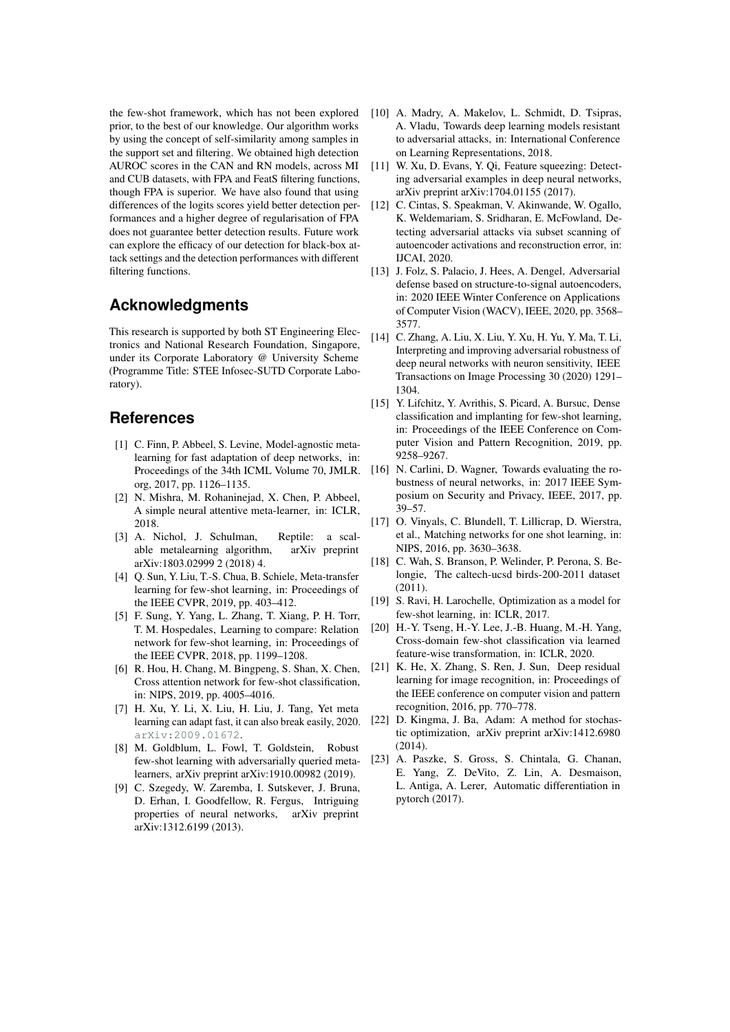the few-shot framework, which has not been explored prior, to the best of our knowledge. Our algorithm works by using the concept of self-similarity among samples in the support set and filtering. We obtained high detection AUROC scores in the CAN and RN models, across MI and CUB datasets, with FPA and FeatS filtering functions, though FPA is superior. We have also found that using differences of the logits scores yield better detection performances and a higher degree of regularisation of FPA does not guarantee better detection results. Future work can explore the efficacy of our detection for black-box attack settings and the detection performances with different filtering functions.

## Acknowledgments

This research is supported by both ST Engineering Electronics and National Research Foundation, Singapore, under its Corporate Laboratory @ University Scheme (Programme Title: STEE Infosec-SUTD Corporate Laboratory).

## References

[1] C. Finn, P. Abbeel, S. Levine, Model-agnostic meta-learning for fast adaptation of deep networks, in: Proceedings of the 34th ICML Volume 70, JMLR. org, 2017, pp. 1126–1135.

[2] N. Mishra, M. Rohaninejad, X. Chen, P. Abbeel, A simple neural attentive meta-learner, in: ICLR, 2018.

[3] A. Nichol, J. Schulman, Reptile: a scalable metalearning algorithm, arXiv preprint arXiv:1803.02999 2 (2018) 4.

[4] Q. Sun, Y. Liu, T.-S. Chua, B. Schiele, Meta-transfer learning for few-shot learning, in: Proceedings of the IEEE CVPR, 2019, pp. 403–412.

[5] F. Sung, Y. Yang, L. Zhang, T. Xiang, P. H. Torr, T. M. Hospedales, Learning to compare: Relation network for few-shot learning, in: Proceedings of the IEEE CVPR, 2018, pp. 1199–1208.

[6] R. Hou, H. Chang, M. Bingpeng, S. Shan, X. Chen, Cross attention network for few-shot classification, in: NIPS, 2019, pp. 4005–4016.

[7] H. Xu, Y. Li, X. Liu, H. Liu, J. Tang, Yet meta learning can adapt fast, it can also break easily, 2020. arXiv:2009.01672.

[8] M. Goldblum, L. Fowl, T. Goldstein, Robust few-shot learning with adversarially queried meta-learners, arXiv preprint arXiv:1910.00982 (2019).

[9] C. Szegedy, W. Zaremba, I. Sutskever, J. Bruna, D. Erhan, I. Goodfellow, R. Fergus, Intriguing properties of neural networks, arXiv preprint arXiv:1312.6199 (2013).

[10] A. Madry, A. Makelov, L. Schmidt, D. Tsipras, A. Vladu, Towards deep learning models resistant to adversarial attacks, in: International Conference on Learning Representations, 2018.

[11] W. Xu, D. Evans, Y. Qi, Feature squeezing: Detecting adversarial examples in deep neural networks, arXiv preprint arXiv:1704.01155 (2017).

[12] C. Cintas, S. Speakman, V. Akinwande, W. Ogallo, K. Weldemariam, S. Sridharan, E. McFowland, Detecting adversarial attacks via subset scanning of autoencoder activations and reconstruction error, in: IJCAI, 2020.

[13] J. Folz, S. Palacio, J. Hees, A. Dengel, Adversarial defense based on structure-to-signal autoencoders, in: 2020 IEEE Winter Conference on Applications of Computer Vision (WACV), IEEE, 2020, pp. 3568–3577.

[14] C. Zhang, A. Liu, X. Liu, Y. Xu, H. Yu, Y. Ma, T. Li, Interpreting and improving adversarial robustness of deep neural networks with neuron sensitivity, IEEE Transactions on Image Processing 30 (2020) 1291–1304.

[15] Y. Lifchitz, Y. Avrithis, S. Picard, A. Bursuc, Dense classification and implanting for few-shot learning, in: Proceedings of the IEEE Conference on Computer Vision and Pattern Recognition, 2019, pp. 9258–9267.

[16] N. Carlini, D. Wagner, Towards evaluating the robustness of neural networks, in: 2017 IEEE Symposium on Security and Privacy, IEEE, 2017, pp. 39–57.

[17] O. Vinyals, C. Blundell, T. Lillicrap, D. Wierstra, et al., Matching networks for one shot learning, in: NIPS, 2016, pp. 3630–3638.

[18] C. Wah, S. Branson, P. Welinder, P. Perona, S. Belongie, The caltech-ucsd birds-200-2011 dataset (2011).

[19] S. Ravi, H. Larochelle, Optimization as a model for few-shot learning, in: ICLR, 2017.

[20] H.-Y. Tseng, H.-Y. Lee, J.-B. Huang, M.-H. Yang, Cross-domain few-shot classification via learned feature-wise transformation, in: ICLR, 2020.

[21] K. He, X. Zhang, S. Ren, J. Sun, Deep residual learning for image recognition, in: Proceedings of the IEEE conference on computer vision and pattern recognition, 2016, pp. 770–778.

[22] D. Kingma, J. Ba, Adam: A method for stochastic optimization, arXiv preprint arXiv:1412.6980 (2014).

[23] A. Paszke, S. Gross, S. Chintala, G. Chanan, E. Yang, Z. DeVito, Z. Lin, A. Desmaison, L. Antiga, A. Lerer, Automatic differentiation in pytorch (2017).